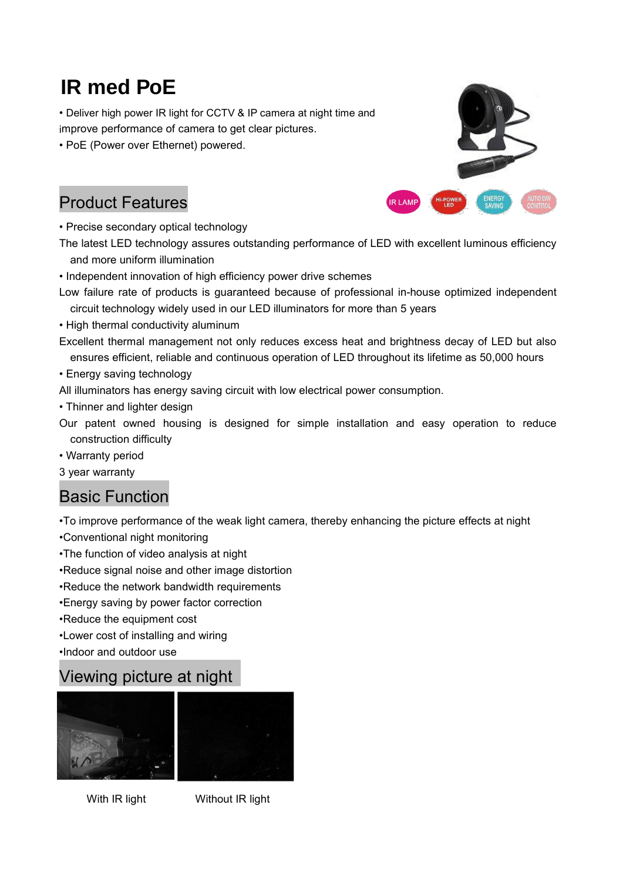# IR med PoE

- Deliver high power IR light for CCTV & IP camera at night time and improve performance of camera to get clear pictures.
- PoE (Power over Ethernet) powered.

## Product Features

- Precise secondary optical technology

The latest LED technology assures outstanding performance of LED with excellent luminous efficiency and more uniform illumination

- Independent innovation of high efficiency power drive schemes

Low failure rate of products is guaranteed because of professional in-house optimized independent circuit technology widely used in our LED illuminators for more than 5 years

- High thermal conductivity aluminum

Excellent thermal management not only reduces excess heat and brightness decay of LED but also ensures efficient, reliable and continuous operation of LED throughout its lifetime as 50,000 hours

- Energy saving technology

All illuminators has energy saving circuit with low electrical power consumption.

- Thinner and lighter design

Our patent owned housing is designed for simple installation and easy operation to reduce construction difficulty

- Warranty period

3 year warranty

## Basic Function

- To improve performance of the weak light camera, thereby enhancing the picture effects at night
- Conventional night monitoring
- The function of video analysis at night
- Reduce signal noise and other image distortion
- Reduce the network bandwidth requirements
- Energy saving by power factor correction
- Reduce the equipment cost
- Lower cost of installing and wiring
- Indoor and outdoor use

## Viewing picture at night

With IR light

Without IR light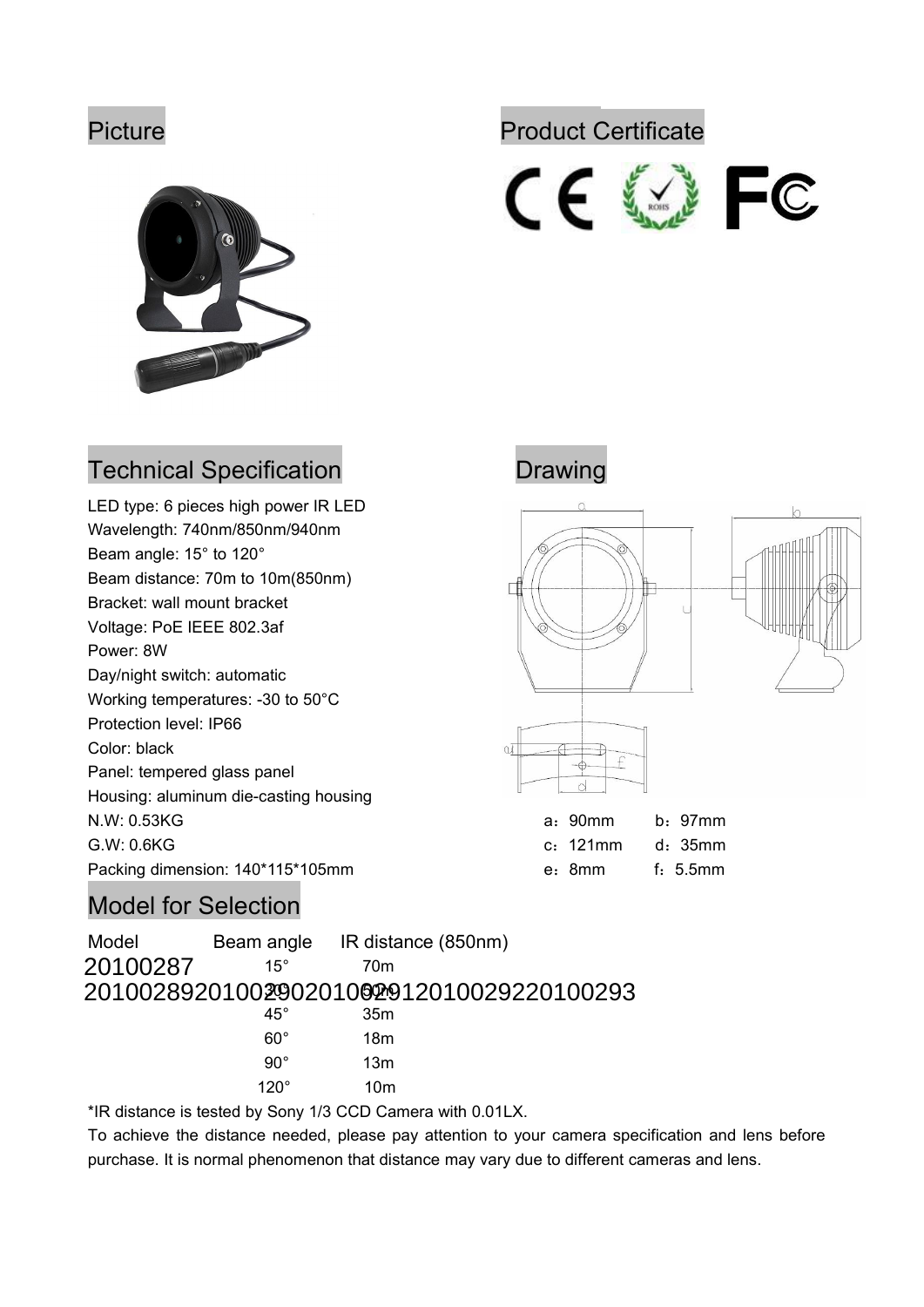## Picture

## Product Certificate

## Technical Specification

LED type: 6 pieces high power IR LED
Wavelength: 740nm/850nm/940nm
Beam angle: 15° to 120°
Beam distance: 70m to 10m(850nm)
Bracket: wall mount bracket
Voltage: PoE IEEE 802.3af
Power: 8W
Day/night switch: automatic
Working temperatures: -30 to 50°C
Protection level: IP66
Color: black
Panel: tempered glass panel
Housing: aluminum die-casting housing
N.W: 0.53KG
G.W: 0.6KG
Packing dimension: 140*115*105mm

## Drawing

a：90mm b：97mm
c：121mm d：35mm
e：8mm f：5.5mm

## Model for Selection

| Model | Beam angle | IR distance (850nm) |
|---|---|---|
| 20100287 | 15° | 70m |
| 20100289 | 30° | 50m |
| 20100290 | 45° | 35m |
| 20100291 | 60° | 18m |
| 20100292 | 90° | 13m |
| 20100293 | 120° | 10m |

*IR distance is tested by Sony 1/3 CCD Camera with 0.01LX.

To achieve the distance needed, please pay attention to your camera specification and lens before purchase. It is normal phenomenon that distance may vary due to different cameras and lens.